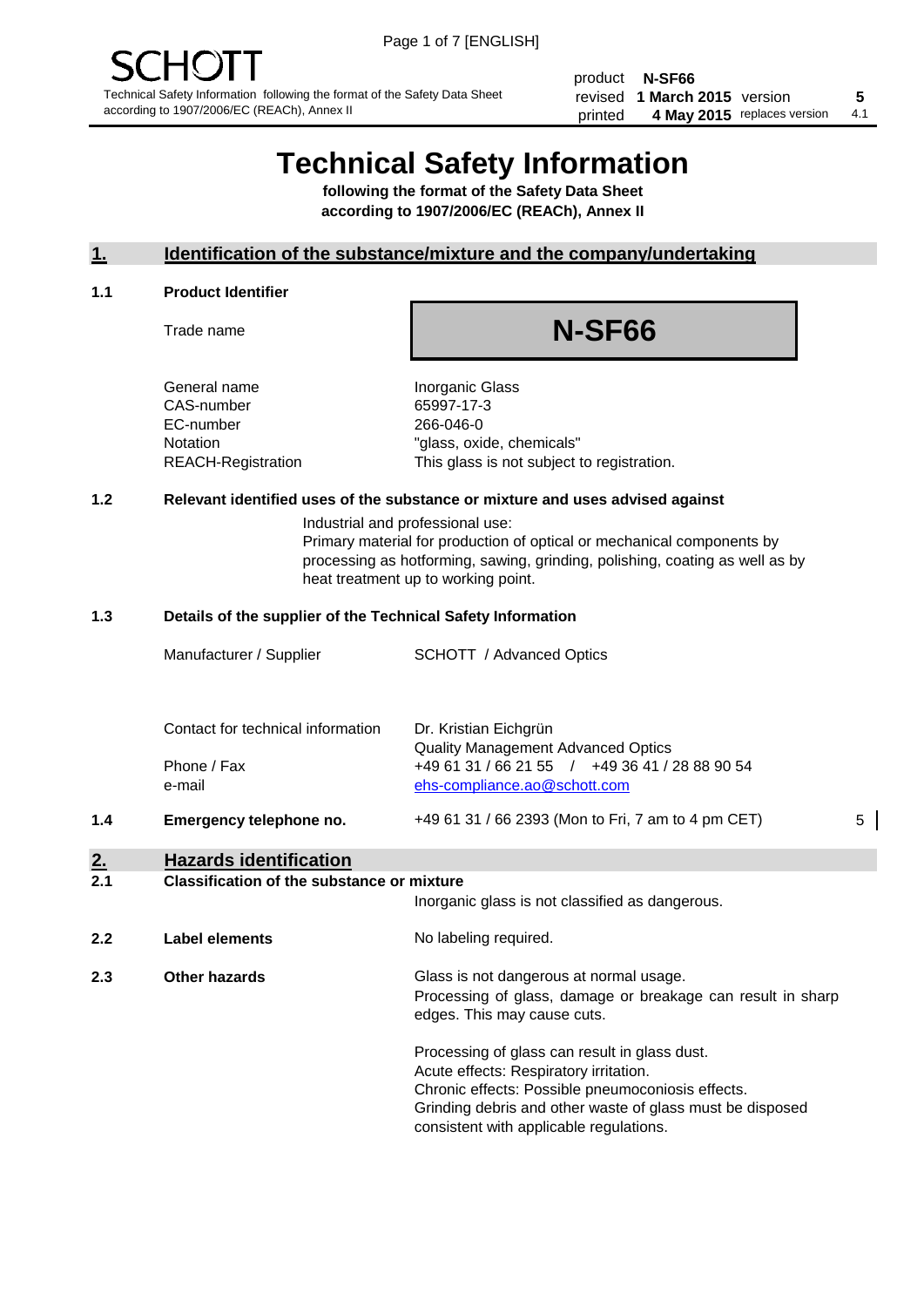Technical Safety Information following the format of the Safety Data Sheet according to 1907/2006/EC (REACh), Annex II

| product | N-SF66 | | |
|---|---|---|---|
| revised | 1 March 2015 | version | 5 |
| printed | 4 May 2015 | replaces version | 4.1 |

# Technical Safety Information

**following the format of the Safety Data Sheet according to 1907/2006/EC (REACh), Annex II**

## 1. Identification of the substance/mixture and the company/undertaking

### 1.1 Product Identifier

Trade name: **N-SF66**

| | |
|---|---|
| General name | Inorganic Glass |
| CAS-number | 65997-17-3 |
| EC-number | 266-046-0 |
| Notation | "glass, oxide, chemicals" |
| REACH-Registration | This glass is not subject to registration. |

### 1.2 Relevant identified uses of the substance or mixture and uses advised against

Industrial and professional use:
Primary material for production of optical or mechanical components by processing as hotforming, sawing, grinding, polishing, coating as well as by heat treatment up to working point.

### 1.3 Details of the supplier of the Technical Safety Information

| | |
|---|---|
| Manufacturer / Supplier | SCHOTT / Advanced Optics |
| Contact for technical information | Dr. Kristian Eichgrün<br>Quality Management Advanced Optics |
| Phone / Fax | +49 61 31 / 66 21 55 / +49 36 41 / 28 88 90 54 |
| e-mail | ehs-compliance.ao@schott.com |

### 1.4 Emergency telephone no.

+49 61 31 / 66 2393 (Mon to Fri, 7 am to 4 pm CET) 5

## 2. Hazards identification

### 2.1 Classification of the substance or mixture

Inorganic glass is not classified as dangerous.

### 2.2 Label elements

No labeling required.

### 2.3 Other hazards

Glass is not dangerous at normal usage.
Processing of glass, damage or breakage can result in sharp edges. This may cause cuts.

Processing of glass can result in glass dust.
Acute effects: Respiratory irritation.
Chronic effects: Possible pneumoconiosis effects.
Grinding debris and other waste of glass must be disposed consistent with applicable regulations.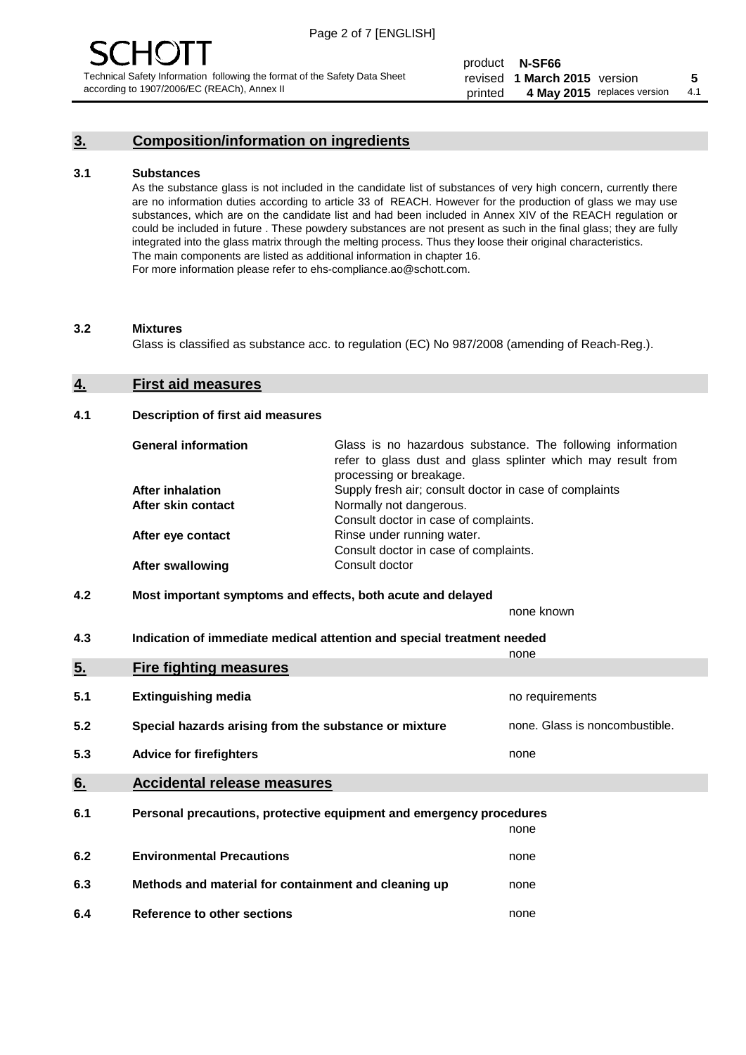## 3. Composition/information on ingredients

### 3.1 Substances

As the substance glass is not included in the candidate list of substances of very high concern, currently there are no information duties according to article 33 of REACH. However for the production of glass we may use substances, which are on the candidate list and had been included in Annex XIV of the REACH regulation or could be included in future . These powdery substances are not present as such in the final glass; they are fully integrated into the glass matrix through the melting process. Thus they loose their original characteristics. The main components are listed as additional information in chapter 16.
For more information please refer to ehs-compliance.ao@schott.com.

### 3.2 Mixtures

Glass is classified as substance acc. to regulation (EC) No 987/2008 (amending of Reach-Reg.).

## 4. First aid measures

### 4.1 Description of first aid measures

| | |
|---|---|
| **General information** | Glass is no hazardous substance. The following information refer to glass dust and glass splinter which may result from processing or breakage. |
| **After inhalation** | Supply fresh air; consult doctor in case of complaints |
| **After skin contact** | Normally not dangerous. Consult doctor in case of complaints. |
| **After eye contact** | Rinse under running water. Consult doctor in case of complaints. |
| **After swallowing** | Consult doctor |

### 4.2 Most important symptoms and effects, both acute and delayed

none known

### 4.3 Indication of immediate medical attention and special treatment needed

none

## 5. Fire fighting measures

| | | |
|---|---|---|
| 5.1 | **Extinguishing media** | no requirements |
| 5.2 | **Special hazards arising from the substance or mixture** | none. Glass is noncombustible. |
| 5.3 | **Advice for firefighters** | none |

## 6. Accidental release measures

| | | |
|---|---|---|
| 6.1 | **Personal precautions, protective equipment and emergency procedures** | none |
| 6.2 | **Environmental Precautions** | none |
| 6.3 | **Methods and material for containment and cleaning up** | none |
| 6.4 | **Reference to other sections** | none |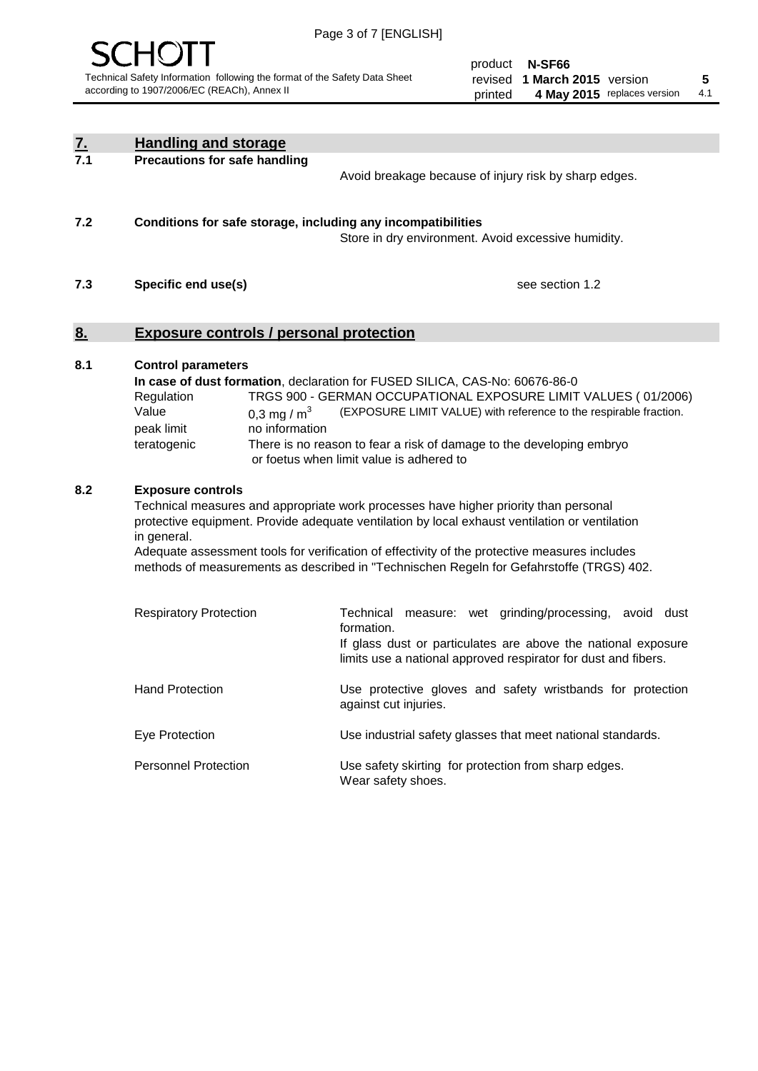## 7. Handling and storage

### 7.1 Precautions for safe handling

Avoid breakage because of injury risk by sharp edges.

### 7.2 Conditions for safe storage, including any incompatibilities

Store in dry environment. Avoid excessive humidity.

### 7.3 Specific end use(s)

see section 1.2

## 8. Exposure controls / personal protection

### 8.1 Control parameters

**In case of dust formation**, declaration for FUSED SILICA, CAS-No: 60676-86-0

| | |
|---|---|
| Regulation | TRGS 900 - GERMAN OCCUPATIONAL EXPOSURE LIMIT VALUES ( 01/2006) |
| Value | 0,3 mg / $m^3$ (EXPOSURE LIMIT VALUE) with reference to the respirable fraction. |
| peak limit | no information |
| teratogenic | There is no reason to fear a risk of damage to the developing embryo or foetus when limit value is adhered to |

### 8.2 Exposure controls

Technical measures and appropriate work processes have higher priority than personal protective equipment. Provide adequate ventilation by local exhaust ventilation or ventilation in general.

Adequate assessment tools for verification of effectivity of the protective measures includes methods of measurements as described in "Technischen Regeln for Gefahrstoffe (TRGS) 402.

| | |
|---|---|
| Respiratory Protection | Technical measure: wet grinding/processing, avoid dust formation. If glass dust or particulates are above the national exposure limits use a national approved respirator for dust and fibers. |
| Hand Protection | Use protective gloves and safety wristbands for protection against cut injuries. |
| Eye Protection | Use industrial safety glasses that meet national standards. |
| Personnel Protection | Use safety skirting for protection from sharp edges. Wear safety shoes. |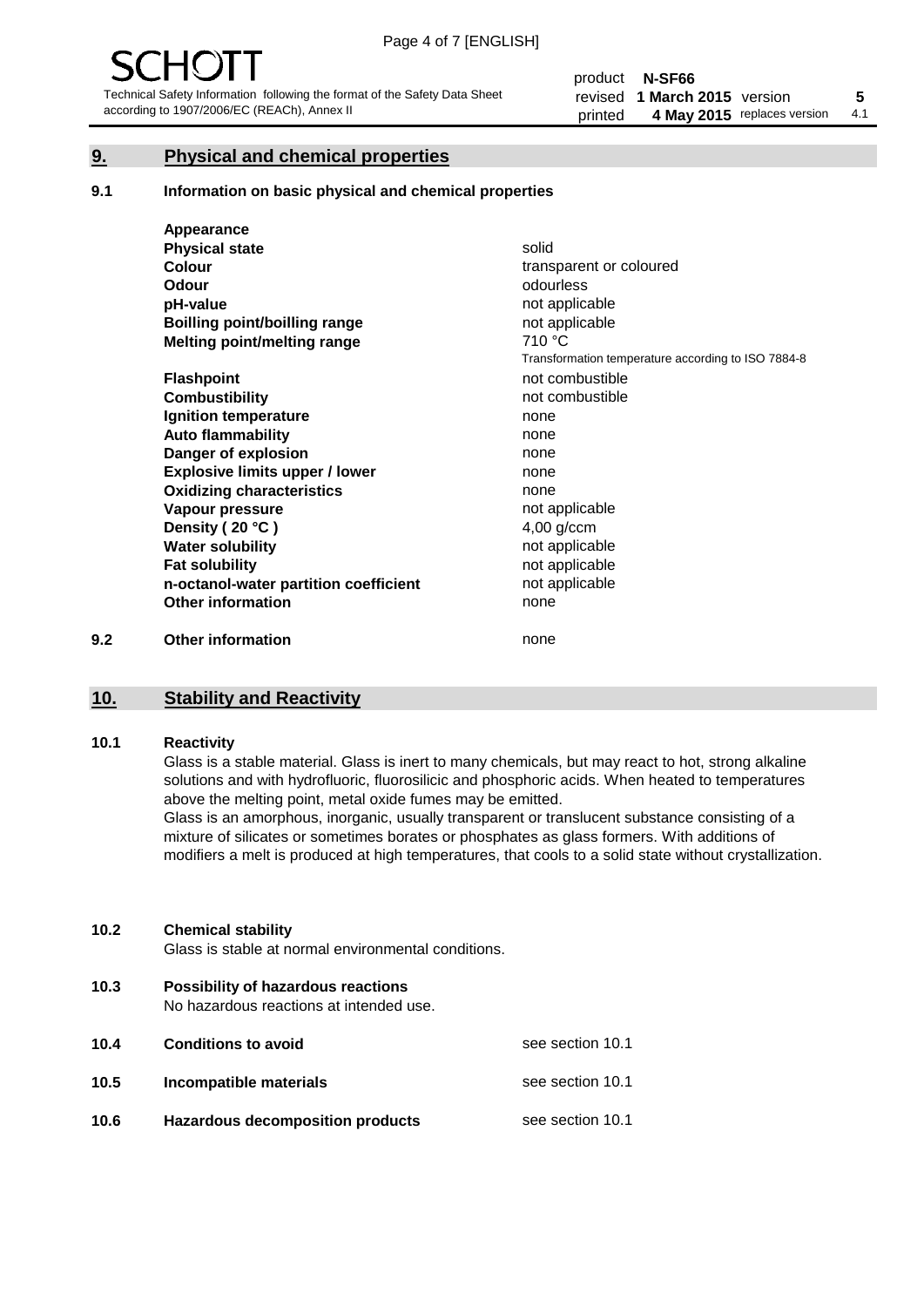## 9. Physical and chemical properties

### 9.1 Information on basic physical and chemical properties

| | |
|---|---|
| **Appearance** | |
| **Physical state** | solid |
| **Colour** | transparent or coloured |
| **Odour** | odourless |
| **pH-value** | not applicable |
| **Boilling point/boilling range** | not applicable |
| **Melting point/melting range** | 710 °C<br>Transformation temperature according to ISO 7884-8 |
| **Flashpoint** | not combustible |
| **Combustibility** | not combustible |
| **Ignition temperature** | none |
| **Auto flammability** | none |
| **Danger of explosion** | none |
| **Explosive limits upper / lower** | none |
| **Oxidizing characteristics** | none |
| **Vapour pressure** | not applicable |
| **Density ( 20 °C )** | 4,00 g/ccm |
| **Water solubility** | not applicable |
| **Fat solubility** | not applicable |
| **n-octanol-water partition coefficient** | not applicable |
| **Other information** | none |

### 9.2 Other information

none

## 10. Stability and Reactivity

### 10.1 Reactivity

Glass is a stable material. Glass is inert to many chemicals, but may react to hot, strong alkaline solutions and with hydrofluoric, fluorosilicic and phosphoric acids. When heated to temperatures above the melting point, metal oxide fumes may be emitted.
Glass is an amorphous, inorganic, usually transparent or translucent substance consisting of a mixture of silicates or sometimes borates or phosphates as glass formers. With additions of modifiers a melt is produced at high temperatures, that cools to a solid state without crystallization.

### 10.2 Chemical stability

Glass is stable at normal environmental conditions.

### 10.3 Possibility of hazardous reactions

No hazardous reactions at intended use.

### 10.4 Conditions to avoid

see section 10.1

### 10.5 Incompatible materials

see section 10.1

### 10.6 Hazardous decomposition products

see section 10.1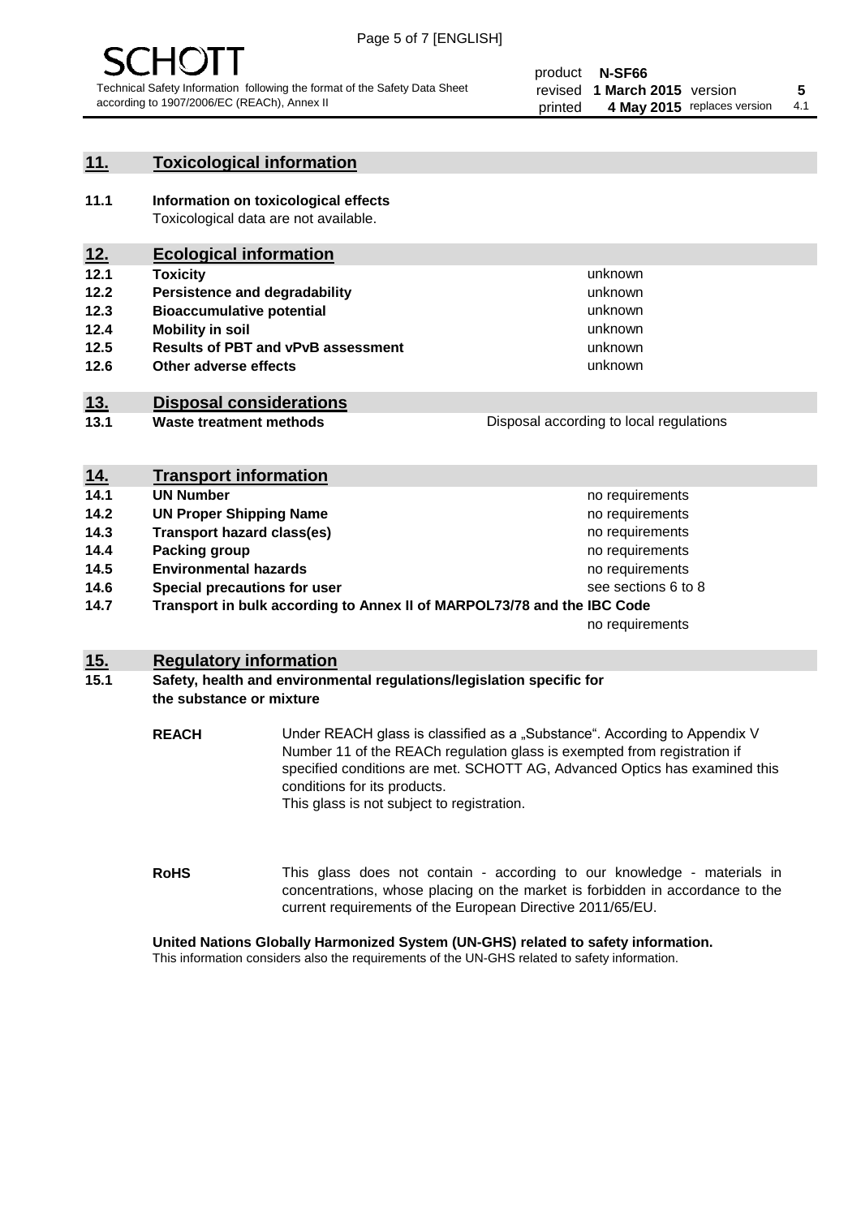## 11. Toxicological information

**11.1 Information on toxicological effects**

Toxicological data are not available.

## 12. Ecological information

| | | |
|---|---|---|
| **12.1** | **Toxicity** | unknown |
| **12.2** | **Persistence and degradability** | unknown |
| **12.3** | **Bioaccumulative potential** | unknown |
| **12.4** | **Mobility in soil** | unknown |
| **12.5** | **Results of PBT and vPvB assessment** | unknown |
| **12.6** | **Other adverse effects** | unknown |

## 13. Disposal considerations

| | | |
|---|---|---|
| **13.1** | **Waste treatment methods** | Disposal according to local regulations |

## 14. Transport information

| | | |
|---|---|---|
| **14.1** | **UN Number** | no requirements |
| **14.2** | **UN Proper Shipping Name** | no requirements |
| **14.3** | **Transport hazard class(es)** | no requirements |
| **14.4** | **Packing group** | no requirements |
| **14.5** | **Environmental hazards** | no requirements |
| **14.6** | **Special precautions for user** | see sections 6 to 8 |
| **14.7** | **Transport in bulk according to Annex II of MARPOL73/78 and the IBC Code** | no requirements |

## 15. Regulatory information

**15.1 Safety, health and environmental regulations/legislation specific for the substance or mixture**

**REACH**

Under REACH glass is classified as a „Substance". According to Appendix V Number 11 of the REACh regulation glass is exempted from registration if specified conditions are met. SCHOTT AG, Advanced Optics has examined this conditions for its products.
This glass is not subject to registration.

**RoHS**

This glass does not contain - according to our knowledge - materials in concentrations, whose placing on the market is forbidden in accordance to the current requirements of the European Directive 2011/65/EU.

**United Nations Globally Harmonized System (UN-GHS) related to safety information.**

This information considers also the requirements of the UN-GHS related to safety information.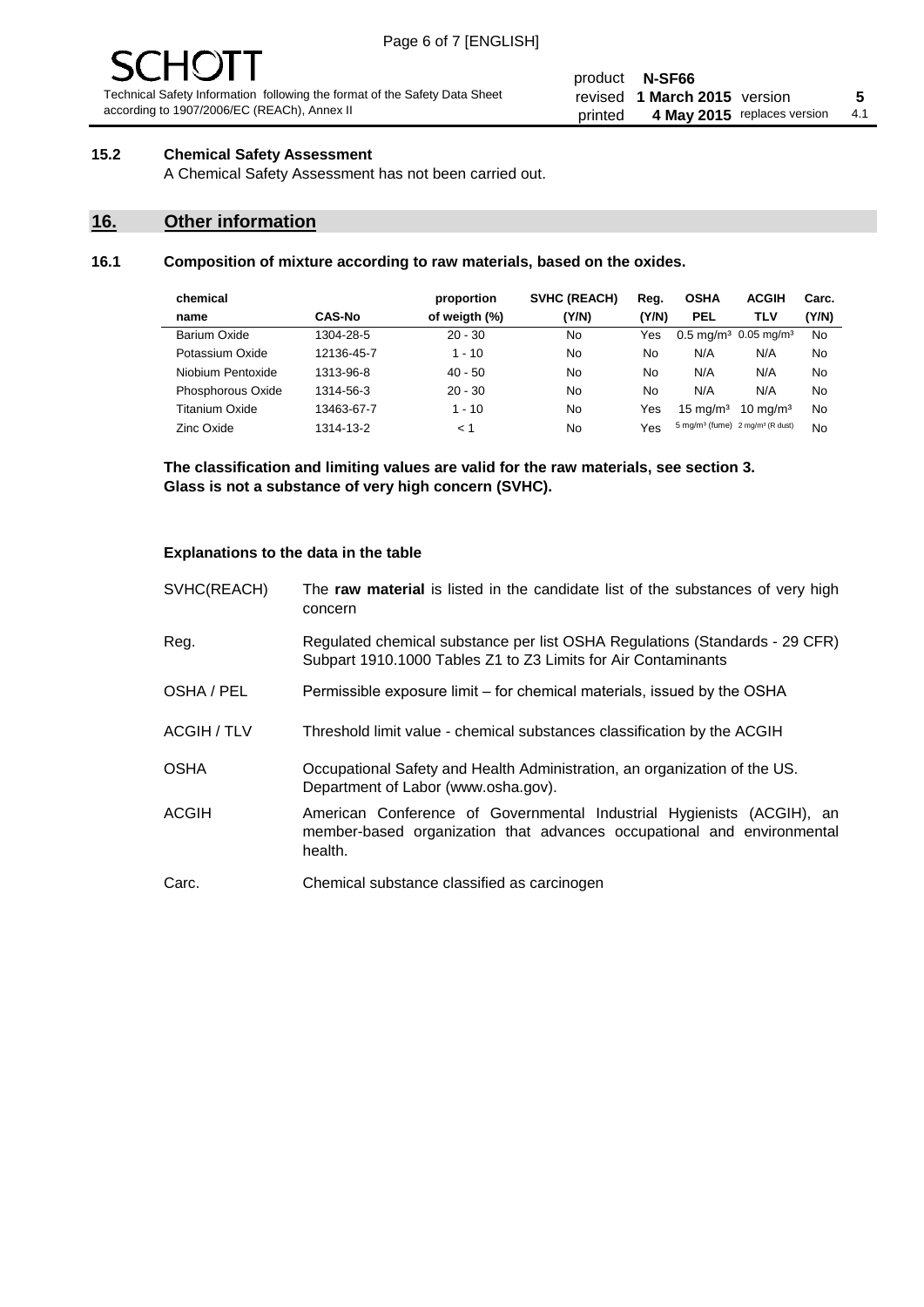### 15.2 Chemical Safety Assessment

A Chemical Safety Assessment has not been carried out.

## 16. Other information

### 16.1 Composition of mixture according to raw materials, based on the oxides.

| chemical name | CAS-No | proportion of weigth (%) | SVHC (REACH) (Y/N) | Reg. (Y/N) | OSHA PEL | ACGIH TLV | Carc. (Y/N) |
|---|---|---|---|---|---|---|---|
| Barium Oxide | 1304-28-5 | 20 - 30 | No | Yes | 0.5 mg/m³ | 0.05 mg/m³ | No |
| Potassium Oxide | 12136-45-7 | 1 - 10 | No | No | N/A | N/A | No |
| Niobium Pentoxide | 1313-96-8 | 40 - 50 | No | No | N/A | N/A | No |
| Phosphorous Oxide | 1314-56-3 | 20 - 30 | No | No | N/A | N/A | No |
| Titanium Oxide | 13463-67-7 | 1 - 10 | No | Yes | 15 mg/m³ | 10 mg/m³ | No |
| Zinc Oxide | 1314-13-2 | < 1 | No | Yes | 5 mg/m³ (fume) | 2 mg/m³ (R dust) | No |

**The classification and limiting values are valid for the raw materials, see section 3.**
**Glass is not a substance of very high concern (SVHC).**

**Explanations to the data in the table**

SVHC(REACH) — The **raw material** is listed in the candidate list of the substances of very high concern

Reg. — Regulated chemical substance per list OSHA Regulations (Standards - 29 CFR) Subpart 1910.1000 Tables Z1 to Z3 Limits for Air Contaminants

OSHA / PEL — Permissible exposure limit – for chemical materials, issued by the OSHA

ACGIH / TLV — Threshold limit value - chemical substances classification by the ACGIH

OSHA — Occupational Safety and Health Administration, an organization of the US. Department of Labor (www.osha.gov).

ACGIH — American Conference of Governmental Industrial Hygienists (ACGIH), an member-based organization that advances occupational and environmental health.

Carc. — Chemical substance classified as carcinogen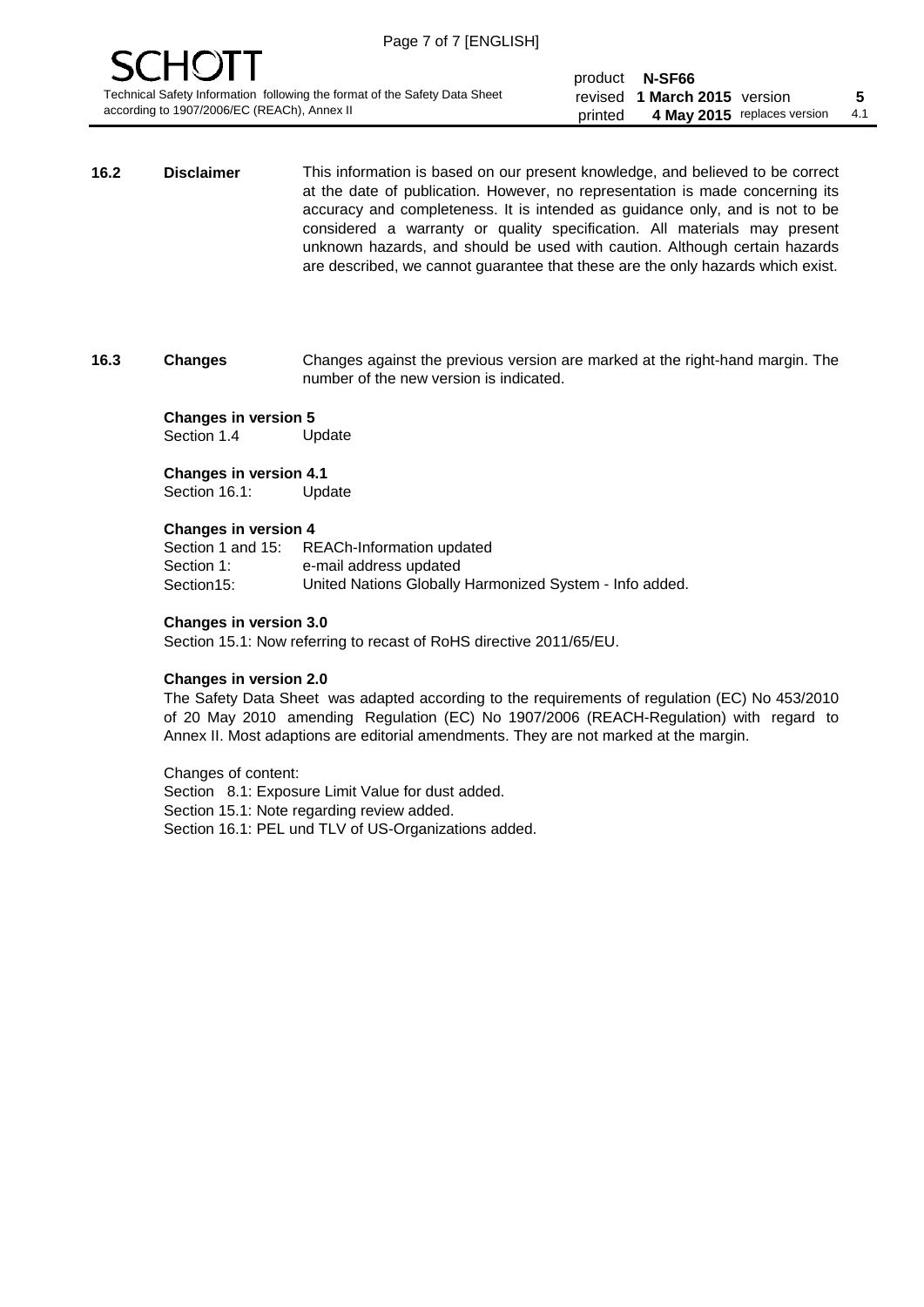**16.2 Disclaimer**

This information is based on our present knowledge, and believed to be correct at the date of publication. However, no representation is made concerning its accuracy and completeness. It is intended as guidance only, and is not to be considered a warranty or quality specification. All materials may present unknown hazards, and should be used with caution. Although certain hazards are described, we cannot guarantee that these are the only hazards which exist.

**16.3 Changes**

Changes against the previous version are marked at the right-hand margin. The number of the new version is indicated.

**Changes in version 5**

Section 1.4 Update

**Changes in version 4.1**

Section 16.1: Update

**Changes in version 4**

| | |
|---|---|
| Section 1 and 15: | REACh-Information updated |
| Section 1: | e-mail address updated |
| Section15: | United Nations Globally Harmonized System - Info added. |

**Changes in version 3.0**

Section 15.1: Now referring to recast of RoHS directive 2011/65/EU.

**Changes in version 2.0**

The Safety Data Sheet was adapted according to the requirements of regulation (EC) No 453/2010 of 20 May 2010 amending Regulation (EC) No 1907/2006 (REACH-Regulation) with regard to Annex II. Most adaptions are editorial amendments. They are not marked at the margin.

Changes of content:
Section 8.1: Exposure Limit Value for dust added.
Section 15.1: Note regarding review added.
Section 16.1: PEL und TLV of US-Organizations added.